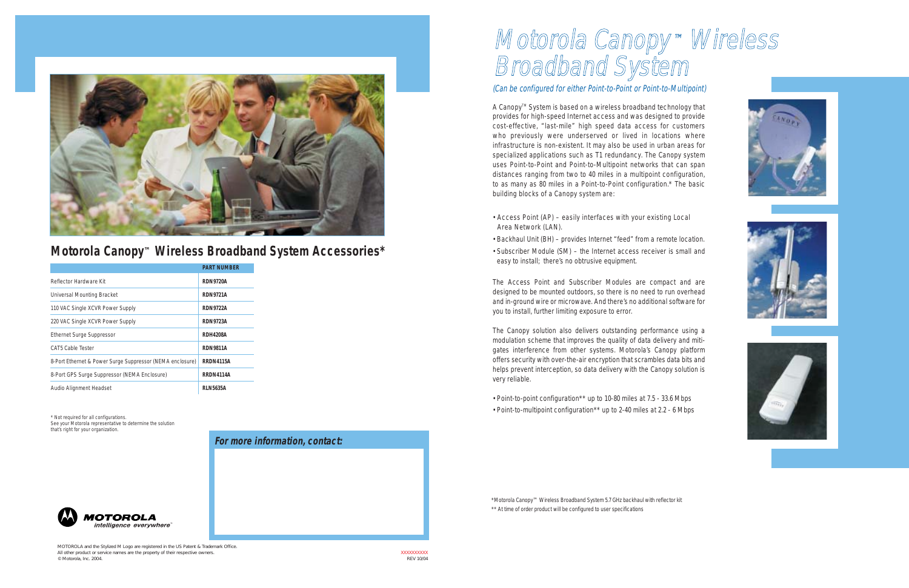# Motorola Canopy™ Wireless Broadband System

*(Can be configured for either Point-to-Point or Point-to-Multipoint)*

A Canopy™ System is based on a wireless broadband technology that provides for high-speed Internet access and was designed to provide cost-effective, "last-mile" high speed data access for customers who previously were underserved or lived in locations where infrastructure is non-existent. It may also be used in urban areas for specialized applications such as T1 redundancy. The Canopy system uses Point-to-Point and Point-to-Multipoint networks that can span distances ranging from two to 40 miles in a multipoint configuration, to as many as 80 miles in a Point-to-Point configuration.* The basic building blocks of a Canopy system are:

- Access Point (AP) – easily interfaces with your existing Local Area Network (LAN).
- Backhaul Unit (BH) – provides Internet "feed" from a remote location.
- Subscriber Module (SM) – the Internet access receiver is small and easy to install; there's no obtrusive equipment.

The Access Point and Subscriber Modules are compact and are designed to be mounted outdoors, so there is no need to run overhead and in-ground wire or microwave. And there's no additional software for you to install, further limiting exposure to error.

The Canopy solution also delivers outstanding performance using a modulation scheme that improves the quality of data delivery and mitigates interference from other systems. Motorola's Canopy platform offers security with over-the-air encryption that scrambles data bits and helps prevent interception, so data delivery with the Canopy solution is very reliable.

- Point-to-point configuration** up to 10-80 miles at 7.5 - 33.6 Mbps
- Point-to-multipoint configuration** up to 2-40 miles at 2.2 - 6 Mbps

*Motorola Canopy™ Wireless Broadband System 5.7 GHz backhaul with reflector kit
** At time of order product will be configured to user specifications

## Motorola Canopy™ Wireless Broadband System Accessories*

| | PART NUMBER |
|---|---|
| Reflector Hardware Kit | RDN9720A |
| Universal Mounting Bracket | RDN9721A |
| 110 VAC Single XCVR Power Supply | RDN9722A |
| 220 VAC Single XCVR Power Supply | RDN9723A |
| Ethernet Surge Suppressor | RDH4208A |
| CAT5 Cable Tester | RDN9811A |
| 8-Port Ethernet & Power Surge Suppressor (NEMA enclosure) | RRDN4115A |
| 8-Port GPS Surge Suppressor (NEMA Enclosure) | RRDN4114A |
| Audio Alignment Headset | RLN5635A |

* Not required for all configurations.
See your Motorola representative to determine the solution that's right for your organization.

**For more information, contact:**

MOTOROLA
intelligence everywhere™

MOTOROLA and the Stylized M Logo are registered in the US Patent & Trademark Office.
All other product or service names are the property of their respective owners.
© Motorola, Inc. 2004.

XXXXXXXXXX
REV 10/04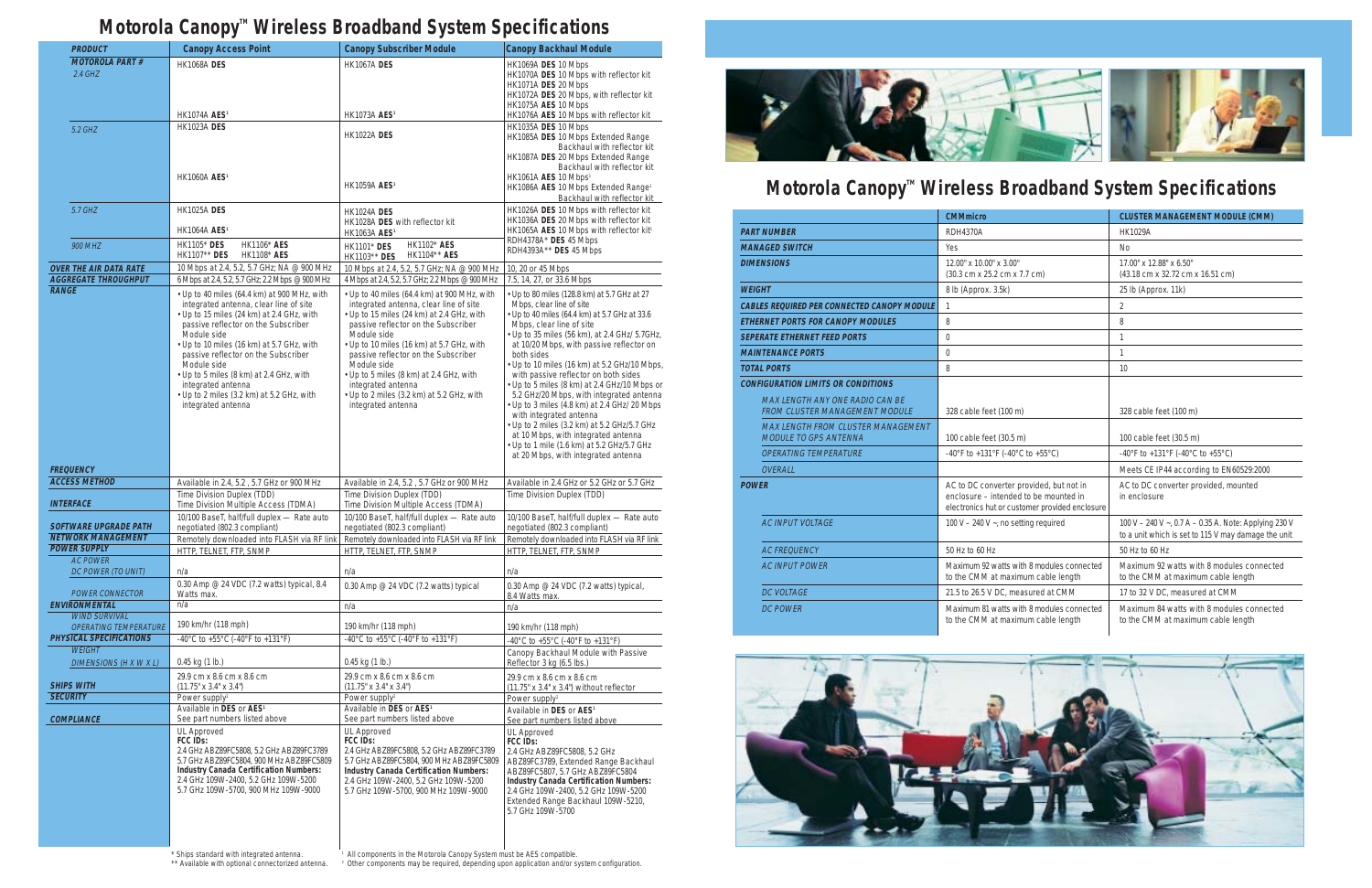# Motorola Canopy™ Wireless Broadband System Specifications

| PRODUCT | Canopy Access Point | Canopy Subscriber Module | Canopy Backhaul Module |
|---|---|---|---|
| **MOTOROLA PART #** 2.4 GHZ | HK1068A **DES**<br>HK1074A **AES**[1] | HK1067A **DES**<br>HK1073A **AES**[1] | HK1069A **DES** 10 Mbps<br>HK1070A **DES** 10 Mbps with reflector kit<br>HK1071A **DES** 20 Mbps<br>HK1072A **DES** 20 Mbps, with reflector kit<br>HK1075A **AES** 10 Mbps<br>HK1076A **AES** 10 Mbps with reflector kit |
| 5.2 GHZ | HK1023A **DES**<br>HK1060A **AES**[1] | HK1022A **DES**<br>HK1059A **AES**[1] | HK1035A **DES** 10 Mbps<br>HK1085A **DES** 10 Mbps Extended Range Backhaul with reflector kit<br>HK1087A **DES** 20 Mbps Extended Range Backhaul with reflector kit<br>HK1061A **AES** 10 Mbps[1]<br>HK1086A **AES** 10 Mbps Extended Range[1] Backhaul with reflector kit |
| 5.7 GHZ | HK1025A **DES**<br>HK1064A **AES**[1] | HK1024A **DES**<br>HK1028A **DES** with reflector kit<br>HK1063A **AES**[1] | HK1026A **DES** 10 Mbps with reflector kit<br>HK1036A **DES** 20 Mbps with reflector kit<br>HK1065A **AES** 10 Mbps with reflector kit[1] |
| 900 MHZ | HK1105* **DES** HK1106* **AES**<br>HK1107** **DES** HK1108* **AES** | HK1101* **DES** HK1102* **AES**<br>HK1103** **DES** HK1104** **AES** | RDH4378A* **DES** 45 Mbps<br>RDH4393A** **DES** 45 Mbps |
| **OVER THE AIR DATA RATE** | 10 Mbps at 2.4, 5.2, 5.7 GHz; NA @ 900 MHz | 10 Mbps at 2.4, 5.2, 5.7 GHz; NA @ 900 MHz | 10, 20 or 45 Mbps |
| **AGGREGATE THROUGHPUT** | 6 Mbps at 2.4, 5.2, 5.7 GHz; 2.2 Mbps @ 900 MHz | 4 Mbps at 2.4, 5.2, 5.7 GHz; 2.2 Mbps @ 900 MHz | 7.5, 14, 27, or 33.6 Mbps |
| **RANGE** | • Up to 40 miles (64.4 km) at 900 MHz, with integrated antenna, clear line of sight<br>• Up to 15 miles (24 km) at 2.4 GHz, with passive reflector on the Subscriber Module side<br>• Up to 10 miles (16 km) at 5.7 GHz, with passive reflector on the Subscriber Module side<br>• Up to 5 miles (8 km) at 2.4 GHz, with integrated antenna<br>• Up to 2 miles (3.2 km) at 5.2 GHz, with integrated antenna | • Up to 40 miles (64.4 km) at 900 MHz, with integrated antenna, clear line of sight<br>• Up to 15 miles (24 km) at 2.4 GHz, with passive reflector on the Subscriber Module side<br>• Up to 10 miles (16 km) at 5.7 GHz, with passive reflector on the Subscriber Module side<br>• Up to 5 miles (8 km) at 2.4 GHz, with integrated antenna<br>• Up to 2 miles (3.2 km) at 5.2 GHz, with integrated antenna | • Up to 80 miles (128.8 km) at 5.7 GHz at 27 Mbps, clear line of site<br>• Up to 40 miles (64.4 km) at 5.7 GHz at 33.6 Mbps, clear line of site<br>• Up to 35 miles (56 km), at 2.4 GHz/ 5.7GHz, at 10/20 Mbps, with passive reflector on both sides<br>• Up to 10 miles (16 km) at 5.2 GHz/10 Mbps, with passive reflector on both sides<br>• Up to 5 miles (8 km) at 2.4 GHz/10 Mbps or 5.2 GHz/20 Mbps, with integrated antenna<br>• Up to 3 miles (4.8 km) at 2.4 GHz/ 20 Mbps with integrated antenna<br>• Up to 2 miles (3.2 km) at 5.2 GHz/5.7 GHz at 10 Mbps, with integrated antenna<br>• Up to 1 mile (1.6 km) at 5.2 GHz/5.7 GHz at 20 Mbps, with integrated antenna |
| **FREQUENCY** | Available in 2.4, 5.2 , 5.7 GHz or 900 MHz | Available in 2.4, 5.2 , 5.7 GHz or 900 MHz | Available in 2.4 GHz or 5.2 GHz or 5.7 GHz |
| **ACCESS METHOD** | Time Division Duplex (TDD)<br>Time Division Multiple Access (TDMA) | Time Division Duplex (TDD)<br>Time Division Multiple Access (TDMA) | Time Division Duplex (TDD) |
| **INTERFACE** | 10/100 BaseT, half/full duplex — Rate auto negotiated (802.3 compliant) | 10/100 BaseT, half/full duplex — Rate auto negotiated (802.3 compliant) | 10/100 BaseT, half/full duplex — Rate auto negotiated (802.3 compliant) |
| **SOFTWARE UPGRADE PATH** | Remotely downloaded into FLASH via RF link | Remotely downloaded into FLASH via RF link | Remotely downloaded into FLASH via RF link |
| **NETWORK MANAGEMENT** | HTTP, TELNET, FTP, SNMP | HTTP, TELNET, FTP, SNMP | HTTP, TELNET, FTP, SNMP |
| **POWER SUPPLY** | | | |
| AC POWER | | | |
| DC POWER (TO UNIT) | n/a | n/a | n/a |
| POWER CONNECTOR | 0.30 Amp @ 24 VDC (7.2 watts) typical, 8.4 Watts max. | 0.30 Amp @ 24 VDC (7.2 watts) typical | 0.30 Amp @ 24 VDC (7.2 watts) typical, 8.4 Watts max. |
| **ENVIRONMENTAL** | n/a | n/a | n/a |
| WIND SURVIVAL | | | |
| OPERATING TEMPERATURE | 190 km/hr (118 mph) | 190 km/hr (118 mph) | 190 km/hr (118 mph) |
| **PHYSICAL SPECIFICATIONS** | -40°C to +55°C (-40°F to +131°F) | -40°C to +55°C (-40°F to +131°F) | -40°C to +55°C (-40°F to +131°F) |
| WEIGHT | | | Canopy Backhaul Module with Passive Reflector 3 kg (6.5 lbs.) |
| DIMENSIONS (H X W X L) | 0.45 kg (1 lb.) | 0.45 kg (1 lb.) | |
| **SHIPS WITH** | 29.9 cm x 8.6 cm x 8.6 cm (11.75" x 3.4" x 3.4") | 29.9 cm x 8.6 cm x 8.6 cm (11.75" x 3.4" x 3.4") | 29.9 cm x 8.6 cm x 8.6 cm (11.75" x 3.4" x 3.4") without reflector |
| **SECURITY** | Power supply[2] | Power supply[2] | Power supply[2] |
| **COMPLIANCE** | Available in **DES** or **AES**[1]<br>See part numbers listed above | Available in **DES** or **AES**[1]<br>See part numbers listed above | Available in **DES** or **AES**[1]<br>See part numbers listed above |
| | UL Approved<br>**FCC IDs:**<br>2.4 GHz ABZ89FC5808, 5.2 GHz ABZ89FC3789<br>5.7 GHz ABZ89FC5804, 900 MHz ABZ89FC5809<br>**Industry Canada Certification Numbers:**<br>2.4 GHz 109W-2400, 5.2 GHz 109W-5200<br>5.7 GHz 109W-5700, 900 MHz 109W-9000 | UL Approved<br>**FCC IDs:**<br>2.4 GHz ABZ89FC5808, 5.2 GHz ABZ89FC3789<br>5.7 GHz ABZ89FC5804, 900 MHz ABZ89FC5809<br>**Industry Canada Certification Numbers:**<br>2.4 GHz 109W-2400, 5.2 GHz 109W-5200<br>5.7 GHz 109W-5700, 900 MHz 109W-9000 | UL Approved<br>**FCC IDs:**<br>2.4 GHz ABZ89FC5808, 5.2 GHz ABZ89FC3789, Extended Range Backhaul ABZ89FC5807, 5.7 GHz ABZ89FC5804<br>**Industry Canada Certification Numbers:**<br>2.4 GHz 109W-2400, 5.2 GHz 109W-5200 Extended Range Backhaul 109W-5210, 5.7 GHz 109W-5700 |

\* Ships standard with integrated antenna.
\** Available with optional connectorized antenna.

[1] All components in the Motorola Canopy System must be AES compatible.
[2] Other components may be required, depending upon application and/or system configuration.

# Motorola Canopy™ Wireless Broadband System Specifications

| | CMMmicro | CLUSTER MANAGEMENT MODULE (CMM) |
|---|---|---|
| **PART NUMBER** | RDH4370A | HK1029A |
| **MANAGED SWITCH** | Yes | No |
| **DIMENSIONS** | 12.00" x 10.00" x 3.00" (30.3 cm x 25.2 cm x 7.7 cm) | 17.00" x 12.88" x 6.50" (43.18 cm x 32.72 cm x 16.51 cm) |
| **WEIGHT** | 8 lb (Approx. 3.5k) | 25 lb (Approx. 11k) |
| **CABLES REQUIRED PER CONNECTED CANOPY MODULE** | 1 | 2 |
| **ETHERNET PORTS FOR CANOPY MODULES** | 8 | 8 |
| **SEPERATE ETHERNET FEED PORTS** | 0 | 1 |
| **MAINTENANCE PORTS** | 0 | 1 |
| **TOTAL PORTS** | 8 | 10 |
| **CONFIGURATION LIMITS OR CONDITIONS** | | |
| MAX LENGTH ANY ONE RADIO CAN BE FROM CLUSTER MANAGEMENT MODULE | 328 cable feet (100 m) | 328 cable feet (100 m) |
| MAX LENGTH FROM CLUSTER MANAGEMENT MODULE TO GPS ANTENNA | 100 cable feet (30.5 m) | 100 cable feet (30.5 m) |
| OPERATING TEMPERATURE | -40°F to +131°F (-40°C to +55°C) | -40°F to +131°F (-40°C to +55°C) |
| OVERALL | | Meets CE IP44 according to EN60529:2000 |
| **POWER** | AC to DC converter provided, but not in enclosure – intended to be mounted in electronics hut or customer provided enclosure | AC to DC converter provided, mounted in enclosure |
| AC INPUT VOLTAGE | 100 V – 240 V ~, no setting required | 100 V – 240 V ~, 0.7 A – 0.35 A. Note: Applying 230 V to a unit which is set to 115 V may damage the unit |
| AC FREQUENCY | 50 Hz to 60 Hz | 50 Hz to 60 Hz |
| AC INPUT POWER | Maximum 92 watts with 8 modules connected to the CMM at maximum cable length | Maximum 92 watts with 8 modules connected to the CMM at maximum cable length |
| DC VOLTAGE | 21.5 to 26.5 V DC, measured at CMM | 17 to 32 V DC, measured at CMM |
| DC POWER | Maximum 81 watts with 8 modules connected to the CMM at maximum cable length | Maximum 84 watts with 8 modules connected to the CMM at maximum cable length |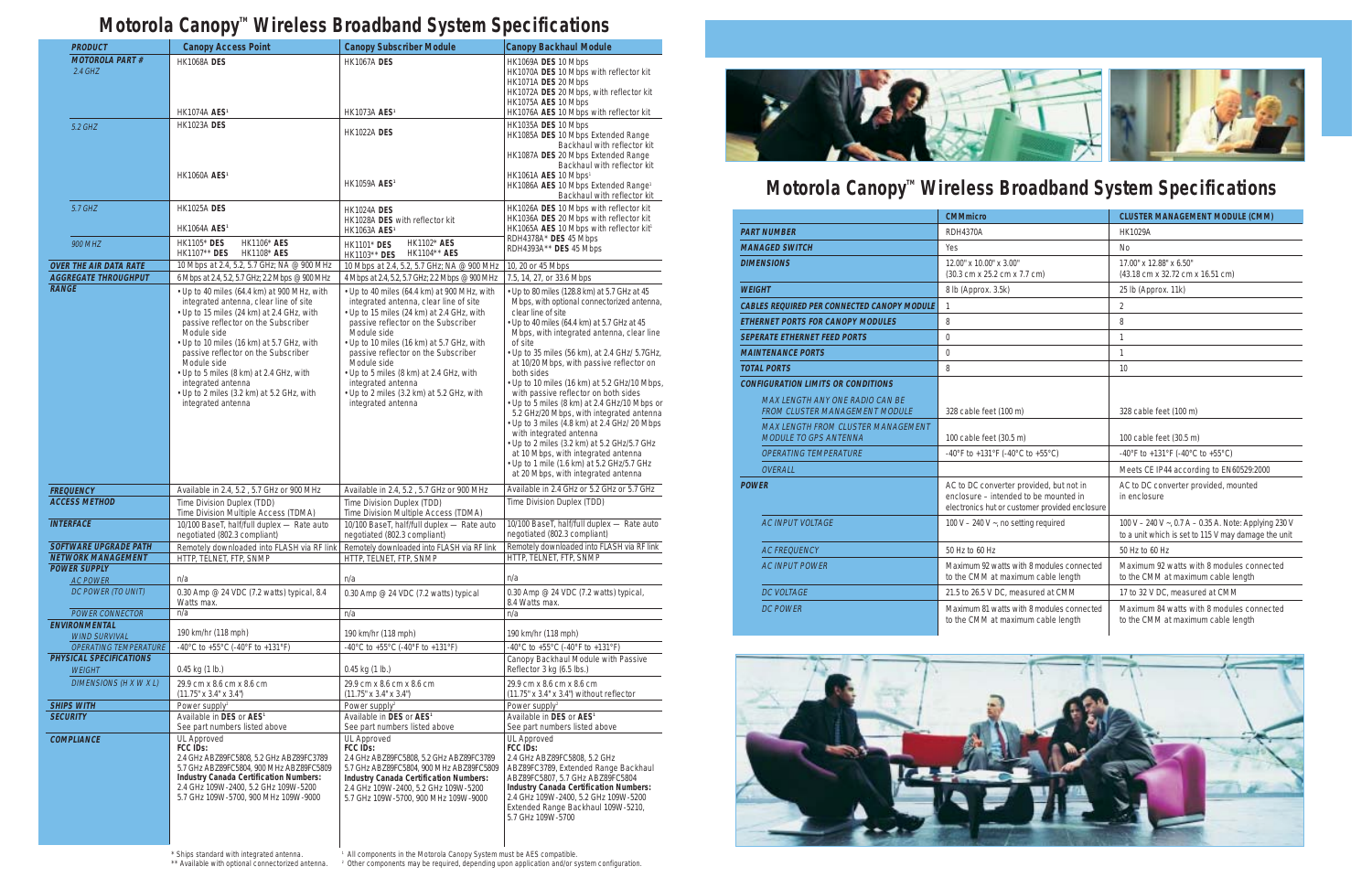# Motorola Canopy™ Wireless Broadband System Specifications

| PRODUCT | Canopy Access Point | Canopy Subscriber Module | Canopy Backhaul Module |
|---|---|---|---|
| **MOTOROLA PART #** 2.4 GHZ | HK1068A **DES**<br><br>HK1074A **AES**[1] | HK1067A **DES**<br><br>HK1073A **AES**[1] | HK1069A **DES** 10 Mbps<br>HK1070A **DES** 10 Mbps with reflector kit<br>HK1071A **DES** 20 Mbps<br>HK1072A **DES** 20 Mbps, with reflector kit<br>HK1075A **AES** 10 Mbps<br>HK1076A **AES** 10 Mbps with reflector kit |
| 5.2 GHZ | HK1023A **DES**<br><br>HK1060A **AES**[1] | HK1022A **DES**<br><br>HK1059A **AES**[1] | HK1035A **DES** 10 Mbps<br>HK1085A **DES** 10 Mbps Extended Range Backhaul with reflector kit<br>HK1087A **DES** 20 Mbps Extended Range Backhaul with reflector kit<br>HK1061A **AES** 10 Mbps[1]<br>HK1086A **AES** 10 Mbps Extended Range[1] Backhaul with reflector kit |
| 5.7 GHZ | HK1025A **DES**<br><br>HK1064A **AES**[1] | HK1024A **DES**<br>HK1028A **DES** with reflector kit<br>HK1063A **AES**[1] | HK1026A **DES** 10 Mbps with reflector kit<br>HK1036A **DES** 20 Mbps with reflector kit<br>HK1065A **AES** 10 Mbps with reflector kit[1] |
| 900 MHZ | HK1105* **DES** HK1106* **AES**<br>HK1107** **DES** HK1108* **AES** | HK1101* **DES** HK1102* **AES**<br>HK1103** **DES** HK1104** **AES** | RDH4378A* **DES** 45 Mbps<br>RDH4393A** **DES** 45 Mbps |
| **OVER THE AIR DATA RATE** | 10 Mbps at 2.4, 5.2, 5.7 GHz; NA @ 900 MHz | 10 Mbps at 2.4, 5.2, 5.7 GHz; NA @ 900 MHz | 10, 20 or 45 Mbps |
| **AGGREGATE THROUGHPUT** | 6 Mbps at 2.4, 5.2, 5.7 GHz; 2.2 Mbps @ 900 MHz | 4 Mbps at 2.4, 5.2, 5.7 GHz; 2.2 Mbps @ 900 MHz | 7.5, 14, 27, or 33.6 Mbps |
| **RANGE** | • Up to 40 miles (64.4 km) at 900 MHz, with integrated antenna, clear line of site<br>• Up to 15 miles (24 km) at 2.4 GHz, with passive reflector on the Subscriber Module side<br>• Up to 10 miles (16 km) at 5.7 GHz, with passive reflector on the Subscriber Module side<br>• Up to 5 miles (8 km) at 2.4 GHz, with integrated antenna<br>• Up to 2 miles (3.2 km) at 5.2 GHz, with integrated antenna | • Up to 40 miles (64.4 km) at 900 MHz, with integrated antenna, clear line of site<br>• Up to 15 miles (24 km) at 2.4 GHz, with passive reflector on the Subscriber Module side<br>• Up to 10 miles (16 km) at 5.7 GHz, with passive reflector on the Subscriber Module side<br>• Up to 5 miles (8 km) at 2.4 GHz, with integrated antenna<br>• Up to 2 miles (3.2 km) at 5.2 GHz, with integrated antenna | • Up to 80 miles (128.8 km) at 5.7 GHz at 45 Mbps, with optional connectorized antenna, clear line of site<br>• Up to 40 miles (64.4 km) at 5.7 GHz at 45 Mbps, with integrated antenna, clear line of site<br>• Up to 35 miles (56 km), at 2.4 GHz/ 5.7GHz, at 10/20 Mbps, with passive reflector on both sides<br>• Up to 10 miles (16 km) at 5.2 GHz/10 Mbps, with passive reflector on both sides<br>• Up to 5 miles (8 km) at 2.4 GHz/10 Mbps or 5.2 GHz/20 Mbps, with integrated antenna<br>• Up to 3 miles (4.8 km) at 2.4 GHz/ 20 Mbps with integrated antenna<br>• Up to 2 miles (3.2 km) at 5.2 GHz/5.7 GHz at 10 Mbps, with integrated antenna<br>• Up to 1 mile (1.6 km) at 5.2 GHz/5.7 GHz at 20 Mbps, with integrated antenna |
| **FREQUENCY** | Available in 2.4, 5.2 , 5.7 GHz or 900 MHz | Available in 2.4, 5.2 , 5.7 GHz or 900 MHz | Available in 2.4 GHz or 5.2 GHz or 5.7 GHz |
| **ACCESS METHOD** | Time Division Duplex (TDD)<br>Time Division Multiple Access (TDMA) | Time Division Duplex (TDD)<br>Time Division Multiple Access (TDMA) | Time Division Duplex (TDD) |
| **INTERFACE** | 10/100 BaseT, half/full duplex — Rate auto negotiated (802.3 compliant) | 10/100 BaseT, half/full duplex — Rate auto negotiated (802.3 compliant) | 10/100 BaseT, half/full duplex — Rate auto negotiated (802.3 compliant) |
| **SOFTWARE UPGRADE PATH** | Remotely downloaded into FLASH via RF link | Remotely downloaded into FLASH via RF link | Remotely downloaded into FLASH via RF link |
| **NETWORK MANAGEMENT** | HTTP, TELNET, FTP, SNMP | HTTP, TELNET, FTP, SNMP | HTTP, TELNET, FTP, SNMP |
| **POWER SUPPLY** | | | |
| AC POWER | n/a | n/a | n/a |
| DC POWER (TO UNIT) | 0.30 Amp @ 24 VDC (7.2 watts) typical, 8.4 Watts max. | 0.30 Amp @ 24 VDC (7.2 watts) typical | 0.30 Amp @ 24 VDC (7.2 watts) typical, 8.4 Watts max. |
| POWER CONNECTOR | n/a | n/a | n/a |
| **ENVIRONMENTAL** WIND SURVIVAL | 190 km/hr (118 mph) | 190 km/hr (118 mph) | 190 km/hr (118 mph) |
| OPERATING TEMPERATURE | -40°C to +55°C (-40°F to +131°F) | -40°C to +55°C (-40°F to +131°F) | -40°C to +55°C (-40°F to +131°F) |
| **PHYSICAL SPECIFICATIONS** WEIGHT | 0.45 kg (1 lb.) | 0.45 kg (1 lb.) | Canopy Backhaul Module with Passive Reflector 3 kg (6.5 lbs.) |
| DIMENSIONS (H X W X L) | 29.9 cm x 8.6 cm x 8.6 cm (11.75" x 3.4" x 3.4") | 29.9 cm x 8.6 cm x 8.6 cm (11.75" x 3.4" x 3.4") | 29.9 cm x 8.6 cm x 8.6 cm (11.75" x 3.4" x 3.4") without reflector |
| **SHIPS WITH** | Power supply[2] | Power supply[2] | Power supply[2] |
| **SECURITY** | Available in **DES** or **AES**[1]<br>See part numbers listed above | Available in **DES** or **AES**[1]<br>See part numbers listed above | Available in **DES** or **AES**[1]<br>See part numbers listed above |
| **COMPLIANCE** | UL Approved<br>**FCC IDs:**<br>2.4 GHz ABZ89FC5808, 5.2 GHz ABZ89FC3789<br>5.7 GHz ABZ89FC5804, 900 MHz ABZ89FC5809<br>**Industry Canada Certification Numbers:**<br>2.4 GHz 109W-2400, 5.2 GHz 109W-5200<br>5.7 GHz 109W-5700, 900 MHz 109W-9000 | UL Approved<br>**FCC IDs:**<br>2.4 GHz ABZ89FC5808, 5.2 GHz ABZ89FC3789<br>5.7 GHz ABZ89FC5804, 900 MHz ABZ89FC5809<br>**Industry Canada Certification Numbers:**<br>2.4 GHz 109W-2400, 5.2 GHz 109W-5200<br>5.7 GHz 109W-5700, 900 MHz 109W-9000 | UL Approved<br>**FCC IDs:**<br>2.4 GHz ABZ89FC5808, 5.2 GHz ABZ89FC3789, Extended Range Backhaul ABZ89FC5807, 5.7 GHz ABZ89FC5804<br>**Industry Canada Certification Numbers:**<br>2.4 GHz 109W-2400, 5.2 GHz 109W-5200<br>Extended Range Backhaul 109W-5210,<br>5.7 GHz 109W-5700 |

\* Ships standard with integrated antenna.
\** Available with optional connectorized antenna.

[1] All components in the Motorola Canopy System must be AES compatible.
[2] Other components may be required, depending upon application and/or system configuration.

# Motorola Canopy™ Wireless Broadband System Specifications

| | CMMmicro | CLUSTER MANAGEMENT MODULE (CMM) |
|---|---|---|
| **PART NUMBER** | RDH4370A | HK1029A |
| **MANAGED SWITCH** | Yes | No |
| **DIMENSIONS** | 12.00" x 10.00" x 3.00" (30.3 cm x 25.2 cm x 7.7 cm) | 17.00" x 12.88" x 6.50" (43.18 cm x 32.72 cm x 16.51 cm) |
| **WEIGHT** | 8 lb (Approx. 3.5k) | 25 lb (Approx. 11k) |
| **CABLES REQUIRED PER CONNECTED CANOPY MODULE** | 1 | 2 |
| **ETHERNET PORTS FOR CANOPY MODULES** | 8 | 8 |
| **SEPERATE ETHERNET FEED PORTS** | 0 | 1 |
| **MAINTENANCE PORTS** | 0 | 1 |
| **TOTAL PORTS** | 8 | 10 |
| **CONFIGURATION LIMITS OR CONDITIONS** | | |
| MAX LENGTH ANY ONE RADIO CAN BE FROM CLUSTER MANAGEMENT MODULE | 328 cable feet (100 m) | 328 cable feet (100 m) |
| MAX LENGTH FROM CLUSTER MANAGEMENT MODULE TO GPS ANTENNA | 100 cable feet (30.5 m) | 100 cable feet (30.5 m) |
| OPERATING TEMPERATURE | -40°F to +131°F (-40°C to +55°C) | -40°F to +131°F (-40°C to +55°C) |
| OVERALL | | Meets CE IP44 according to EN60529:2000 |
| **POWER** | AC to DC converter provided, but not in enclosure – intended to be mounted in electronics hut or customer provided enclosure | AC to DC converter provided, mounted in enclosure |
| AC INPUT VOLTAGE | 100 V – 240 V ~, no setting required | 100 V – 240 V ~, 0.7 A – 0.35 A. Note: Applying 230 V to a unit which is set to 115 V may damage the unit |
| AC FREQUENCY | 50 Hz to 60 Hz | 50 Hz to 60 Hz |
| AC INPUT POWER | Maximum 92 watts with 8 modules connected to the CMM at maximum cable length | Maximum 92 watts with 8 modules connected to the CMM at maximum cable length |
| DC VOLTAGE | 21.5 to 26.5 V DC, measured at CMM | 17 to 32 V DC, measured at CMM |
| DC POWER | Maximum 81 watts with 8 modules connected to the CMM at maximum cable length | Maximum 84 watts with 8 modules connected to the CMM at maximum cable length |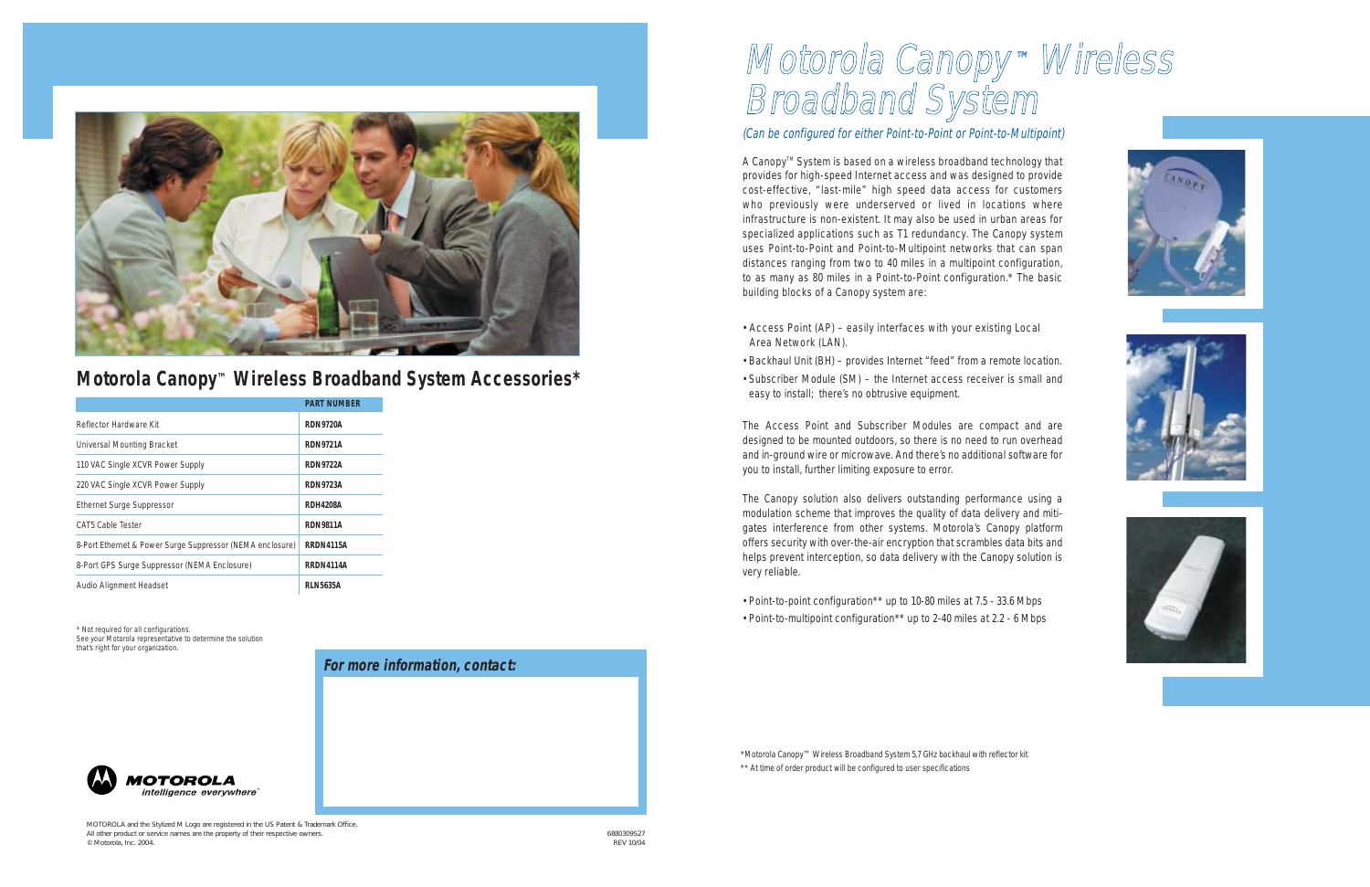## Motorola Canopy™ Wireless Broadband System Accessories*

| | PART NUMBER |
|---|---|
| Reflector Hardware Kit | RDN9720A |
| Universal Mounting Bracket | RDN9721A |
| 110 VAC Single XCVR Power Supply | RDN9722A |
| 220 VAC Single XCVR Power Supply | RDN9723A |
| Ethernet Surge Suppressor | RDH4208A |
| CAT5 Cable Tester | RDN9811A |
| 8-Port Ethernet & Power Surge Suppressor (NEMA enclosure) | RRDN4115A |
| 8-Port GPS Surge Suppressor (NEMA Enclosure) | RRDN4114A |
| Audio Alignment Headset | RLN5635A |

* Not required for all configurations.
See your Motorola representative to determine the solution that's right for your organization.

**For more information, contact:**

MOTOROLA intelligence everywhere™

MOTOROLA and the Stylized M Logo are registered in the US Patent & Trademark Office.
All other product or service names are the property of their respective owners.
© Motorola, Inc. 2004.

6880309S27
REV 10/04

# Motorola Canopy™ Wireless Broadband System

*(Can be configured for either Point-to-Point or Point-to-Multipoint)*

A Canopy™ System is based on a wireless broadband technology that provides for high-speed Internet access and was designed to provide cost-effective, "last-mile" high speed data access for customers who previously were underserved or lived in locations where infrastructure is non-existent. It may also be used in urban areas for specialized applications such as T1 redundancy. The Canopy system uses Point-to-Point and Point-to-Multipoint networks that can span distances ranging from two to 40 miles in a multipoint configuration, to as many as 80 miles in a Point-to-Point configuration.* The basic building blocks of a Canopy system are:

- Access Point (AP) – easily interfaces with your existing Local Area Network (LAN).
- Backhaul Unit (BH) – provides Internet "feed" from a remote location.
- Subscriber Module (SM) – the Internet access receiver is small and easy to install; there's no obtrusive equipment.

The Access Point and Subscriber Modules are compact and are designed to be mounted outdoors, so there is no need to run overhead and in-ground wire or microwave. And there's no additional software for you to install, further limiting exposure to error.

The Canopy solution also delivers outstanding performance using a modulation scheme that improves the quality of data delivery and mitigates interference from other systems. Motorola's Canopy platform offers security with over-the-air encryption that scrambles data bits and helps prevent interception, so data delivery with the Canopy solution is very reliable.

- Point-to-point configuration** up to 10-80 miles at 7.5 - 33.6 Mbps
- Point-to-multipoint configuration** up to 2-40 miles at 2.2 - 6 Mbps

*Motorola Canopy™ Wireless Broadband System 5.7 GHz backhaul with reflector kit
** At time of order product will be configured to user specifications